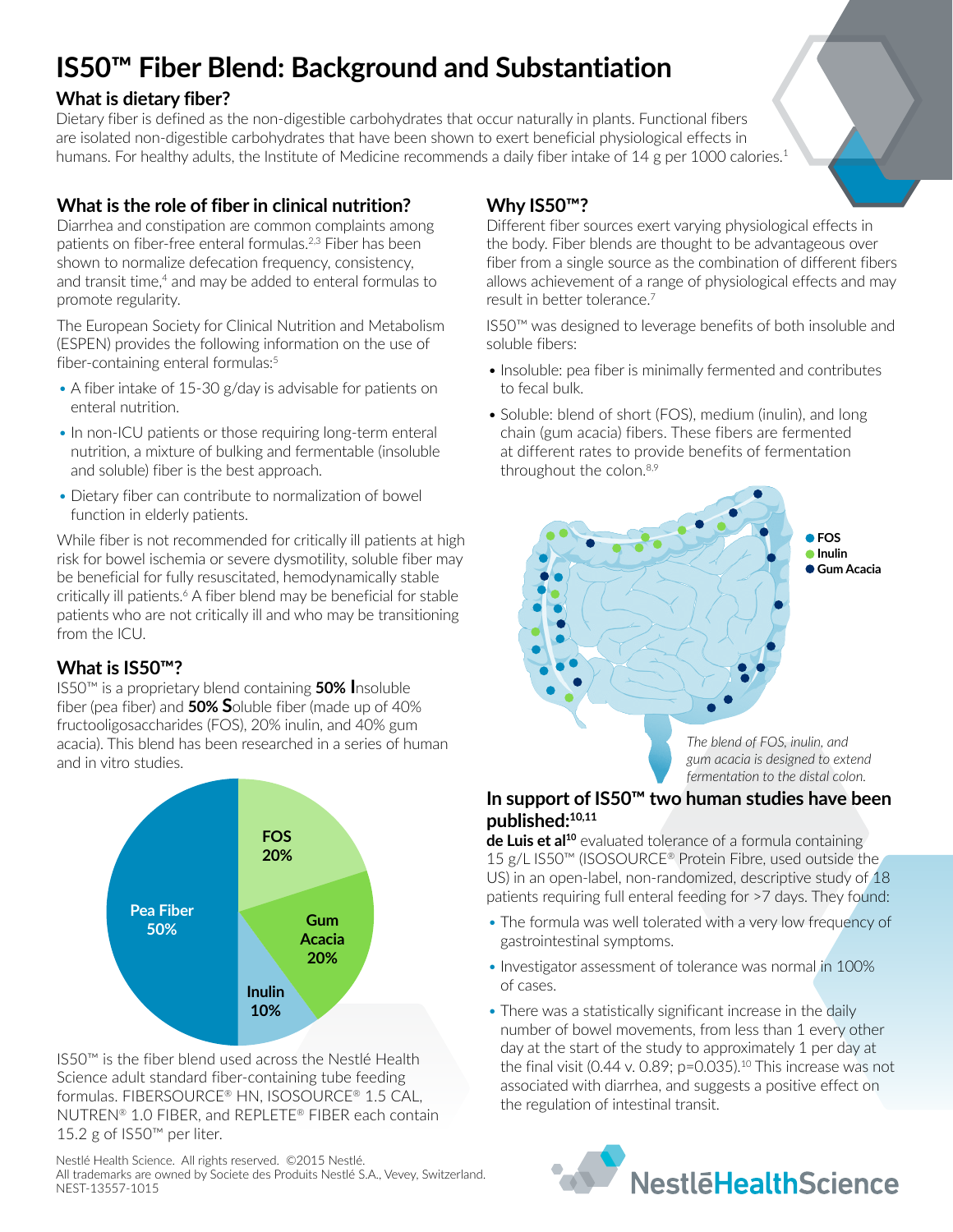# IS50™ Fiber Blend: Background and Substantiation

## What is dietary fiber?

Dietary fiber is defined as the non-digestible carbohydrates that occur naturally in plants. Functional fibers are isolated non-digestible carbohydrates that have been shown to exert beneficial physiological effects in humans. For healthy adults, the Institute of Medicine recommends a daily fiber intake of 14 g per 1000 calories.[1]

## What is the role of fiber in clinical nutrition?

Diarrhea and constipation are common complaints among patients on fiber-free enteral formulas.[2,3] Fiber has been shown to normalize defecation frequency, consistency, and transit time,[4] and may be added to enteral formulas to promote regularity.

The European Society for Clinical Nutrition and Metabolism (ESPEN) provides the following information on the use of fiber-containing enteral formulas:[5]

- A fiber intake of 15-30 g/day is advisable for patients on enteral nutrition.
- In non-ICU patients or those requiring long-term enteral nutrition, a mixture of bulking and fermentable (insoluble and soluble) fiber is the best approach.
- Dietary fiber can contribute to normalization of bowel function in elderly patients.

While fiber is not recommended for critically ill patients at high risk for bowel ischemia or severe dysmotility, soluble fiber may be beneficial for fully resuscitated, hemodynamically stable critically ill patients.[6] A fiber blend may be beneficial for stable patients who are not critically ill and who may be transitioning from the ICU.

## What is IS50™?

IS50™ is a proprietary blend containing **50% I**nsoluble fiber (pea fiber) and **50% S**oluble fiber (made up of 40% fructooligosaccharides (FOS), 20% inulin, and 40% gum acacia). This blend has been researched in a series of human and in vitro studies.

| Component | Percentage |
|---|---|
| Pea Fiber | 50% |
| FOS | 20% |
| Gum Acacia | 20% |
| Inulin | 10% |

IS50™ is the fiber blend used across the Nestlé Health Science adult standard fiber-containing tube feeding formulas. FIBERSOURCE® HN, ISOSOURCE® 1.5 CAL, NUTREN® 1.0 FIBER, and REPLETE® FIBER each contain 15.2 g of IS50™ per liter.

## Why IS50™?

Different fiber sources exert varying physiological effects in the body. Fiber blends are thought to be advantageous over fiber from a single source as the combination of different fibers allows achievement of a range of physiological effects and may result in better tolerance.[7]

IS50™ was designed to leverage benefits of both insoluble and soluble fibers:

- Insoluble: pea fiber is minimally fermented and contributes to fecal bulk.
- Soluble: blend of short (FOS), medium (inulin), and long chain (gum acacia) fibers. These fibers are fermented at different rates to provide benefits of fermentation throughout the colon.[8,9]

FOS / Inulin / Gum Acacia

*The blend of FOS, inulin, and gum acacia is designed to extend fermentation to the distal colon.*

## In support of IS50™ two human studies have been published:[10,11]

**de Luis et al[10]** evaluated tolerance of a formula containing 15 g/L IS50™ (ISOSOURCE® Protein Fibre, used outside the US) in an open-label, non-randomized, descriptive study of 18 patients requiring full enteral feeding for >7 days. They found:

- The formula was well tolerated with a very low frequency of gastrointestinal symptoms.
- Investigator assessment of tolerance was normal in 100% of cases.
- There was a statistically significant increase in the daily number of bowel movements, from less than 1 every other day at the start of the study to approximately 1 per day at the final visit (0.44 v. 0.89; $p=0.035$).[10] This increase was not associated with diarrhea, and suggests a positive effect on the regulation of intestinal transit.

Nestlé Health Science. All rights reserved. ©2015 Nestlé.
All trademarks are owned by Societe des Produits Nestlé S.A., Vevey, Switzerland.
NEST-13557-1015

NestléHealthScience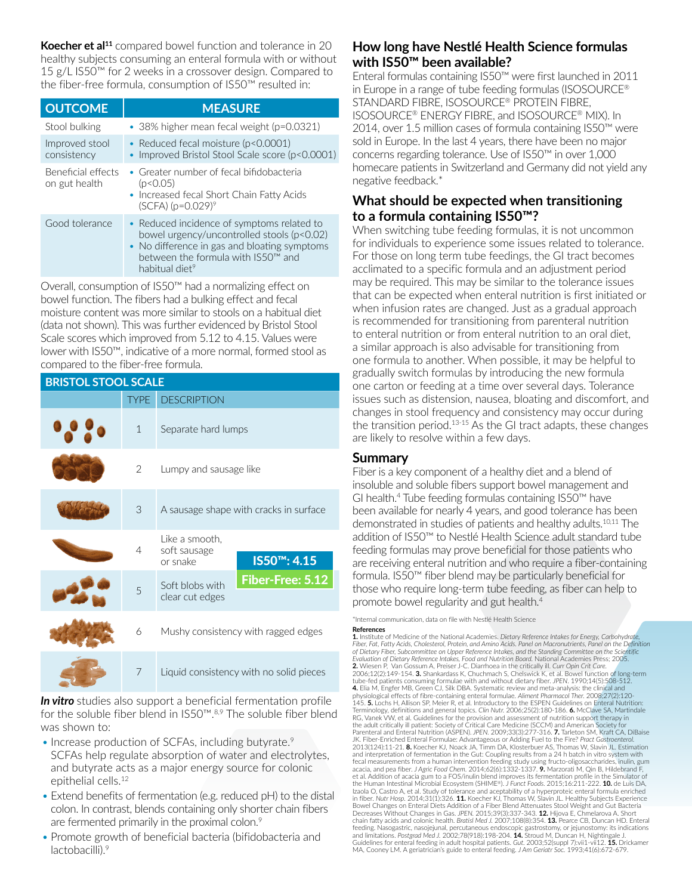**Koecher et al**[11] compared bowel function and tolerance in 20 healthy subjects consuming an enteral formula with or without 15 g/L IS50™ for 2 weeks in a crossover design. Compared to the fiber-free formula, consumption of IS50™ resulted in:

| OUTCOME | MEASURE |
|---|---|
| Stool bulking | • 38% higher mean fecal weight (p=0.0321) |
| Improved stool consistency | • Reduced fecal moisture (p<0.0001)<br>• Improved Bristol Stool Scale score (p<0.0001) |
| Beneficial effects on gut health | • Greater number of fecal bifidobacteria (p<0.05)<br>• Increased fecal Short Chain Fatty Acids (SCFA) (p=0.029)[9] |
| Good tolerance | • Reduced incidence of symptoms related to bowel urgency/uncontrolled stools (p<0.02)<br>• No difference in gas and bloating symptoms between the formula with IS50™ and habitual diet[9] |

Overall, consumption of IS50™ had a normalizing effect on bowel function. The fibers had a bulking effect and fecal moisture content was more similar to stools on a habitual diet (data not shown). This was further evidenced by Bristol Stool Scale scores which improved from 5.12 to 4.15. Values were lower with IS50™, indicative of a more normal, formed stool as compared to the fiber-free formula.

| BRISTOL STOOL SCALE | | |
|---|---|---|
| | TYPE | DESCRIPTION |
| | 1 | Separate hard lumps |
| | 2 | Lumpy and sausage like |
| | 3 | A sausage shape with cracks in surface |
| | 4 | Like a smooth, soft sausage or snake — IS50™: 4.15 |
| | 5 | Soft blobs with clear cut edges — Fiber-Free: 5.12 |
| | 6 | Mushy consistency with ragged edges |
| | 7 | Liquid consistency with no solid pieces |

***In vitro*** studies also support a beneficial fermentation profile for the soluble fiber blend in IS50™.[8,9] The soluble fiber blend was shown to:

- Increase production of SCFAs, including butyrate.[9] SCFAs help regulate absorption of water and electrolytes, and butyrate acts as a major energy source for colonic epithelial cells.[12]
- Extend benefits of fermentation (e.g. reduced pH) to the distal colon. In contrast, blends containing only shorter chain fibers are fermented primarily in the proximal colon.[9]
- Promote growth of beneficial bacteria (bifidobacteria and lactobacilli).[9]

## How long have Nestlé Health Science formulas with IS50™ been available?

Enteral formulas containing IS50™ were first launched in 2011 in Europe in a range of tube feeding formulas (ISOSOURCE® STANDARD FIBRE, ISOSOURCE® PROTEIN FIBRE, ISOSOURCE® ENERGY FIBRE, and ISOSOURCE® MIX). In 2014, over 1.5 million cases of formula containing IS50™ were sold in Europe. In the last 4 years, there have been no major concerns regarding tolerance. Use of IS50™ in over 1,000 homecare patients in Switzerland and Germany did not yield any negative feedback.*

## What should be expected when transitioning to a formula containing IS50™?

When switching tube feeding formulas, it is not uncommon for individuals to experience some issues related to tolerance. For those on long term tube feedings, the GI tract becomes acclimated to a specific formula and an adjustment period may be required. This may be similar to the tolerance issues that can be expected when enteral nutrition is first initiated or when infusion rates are changed. Just as a gradual approach is recommended for transitioning from parenteral nutrition to enteral nutrition or from enteral nutrition to an oral diet, a similar approach is also advisable for transitioning from one formula to another. When possible, it may be helpful to gradually switch formulas by introducing the new formula one carton or feeding at a time over several days. Tolerance issues such as distension, nausea, bloating and discomfort, and changes in stool frequency and consistency may occur during the transition period.[13-15] As the GI tract adapts, these changes are likely to resolve within a few days.

## Summary

Fiber is a key component of a healthy diet and a blend of insoluble and soluble fibers support bowel management and GI health.[4] Tube feeding formulas containing IS50™ have been available for nearly 4 years, and good tolerance has been demonstrated in studies of patients and healthy adults.[10,11] The addition of IS50™ to Nestlé Health Science adult standard tube feeding formulas may prove beneficial for those patients who are receiving enteral nutrition and who require a fiber-containing formula. IS50™ fiber blend may be particularly beneficial for those who require long-term tube feeding, as fiber can help to promote bowel regularity and gut health.[4]

*Internal communication, data on file with Nestlé Health Science

**References**

**1.** Institute of Medicine of the National Academies. *Dietary Reference Intakes for Energy, Carbohydrate, Fiber, Fat, Fatty Acids, Cholesterol, Protein, and Amino Acids. Panel on Macronutrients, Panel on the Definition of Dietary Fiber, Subcommittee on Upper Reference Intakes, and the Standing Committee on the Scientific Evaluation of Dietary Reference Intakes, Food and Nutrition Board.* National Academies Press; 2005. **2.** Wiesen P, Van Gossum A, Preiser J-C. Diarrhoea in the critically ill. *Curr Opin Crit Care.* 2006;12(2):149-154. **3.** Shankardass K, Chuchmach S, Chelswick K, et al. Bowel function of long-term tube-fed patients consuming formulae with and without dietary fiber. *JPEN.* 1990;14(5):508-512. **4.** Elia M, Engfer MB, Green CJ, Silk DBA. Systematic review and meta-analysis: the clinical and physiological effects of fibre-containing enteral formulae. *Aliment Pharmacol Ther.* 2008;27(2):120-145. **5.** Lochs H, Allison SP, Meier R, et al. Introductory to the ESPEN Guidelines on Enteral Nutrition: Terminology, definitions and general topics. *Clin Nutr.* 2006;25(2):180-186. **6.** McClave SA, Martindale RG, Vanek VW, et al. Guidelines for the provision and assessment of nutrition support therapy in the adult critically ill patient: Society of Critical Care Medicine (SCCM) and American Society for Parenteral and Enteral Nutrition (ASPEN). *JPEN.* 2009;33(3):277-316. **7.** Tarleton SM, Kraft CA, DiBaise JK. Fiber-Enriched Enteral Formulae: Advantageous or Adding Fuel to the Fire? *Pract Gastroenterol.* 2013(124):11-21. **8.** Koecher KJ, Noack JA, Timm DA, Klosterbuer AS, Thomas W, Slavin JL. Estimation and interpretation of fermentation in the Gut: Coupling results from a 24 h batch in vitro system with fecal measurements from a human intervention feeding study using fructo-oligosaccharides, inulin, gum acacia, and pea fiber. *J Agric Food Chem.* 2014;62(6):1332-1337. **9.** Marzorati M, Qin B, Hildebrand F, et al. Addition of acacia gum to a FOS/inulin blend improves its fermentation profile in the Simulator of the Human Intestinal Microbial Ecosystem (SHIME®). *J Funct Foods.* 2015;16:211-222. **10.** de Luis DA, Izaola O, Castro A, et al. Study of tolerance and acetability of a hyperproteic enteral formula enriched in fiber. *Nutr Hosp.* 2014;31(1):326. **11.** Koecher KJ, Thomas W, Slavin JL. Healthy Subjects Experience Bowel Changes on Enteral Diets Addition of a Fiber Blend Attenuates Stool Weight and Gut Bacteria Decreases Without Changes in Gas. *JPEN.* 2015;39(3):337-343. **12.** Hijova E, Chmelarova A. Short chain fatty acids and colonic health. *Bratisl Med J.* 2007;108(8):354. **13.** Pearce CB, Duncan HD. Enteral feeding. Nasogastric, nasojejunal, percutaneous endoscopic gastrostomy, or jejunostomy: its indications and limitations. *Postgrad Med J.* 2002;78(918):198-204. **14.** Stroud M, Duncan H, Nightingale J. Guidelines for enteral feeding in adult hospital patients. *Gut.* 2003;52(suppl 7):vii1-vii12. **15.** Drickamer MA, Cooney LM. A geriatrician's guide to enteral feeding. *J Am Geriatr Soc.* 1993;41(6):672-679.